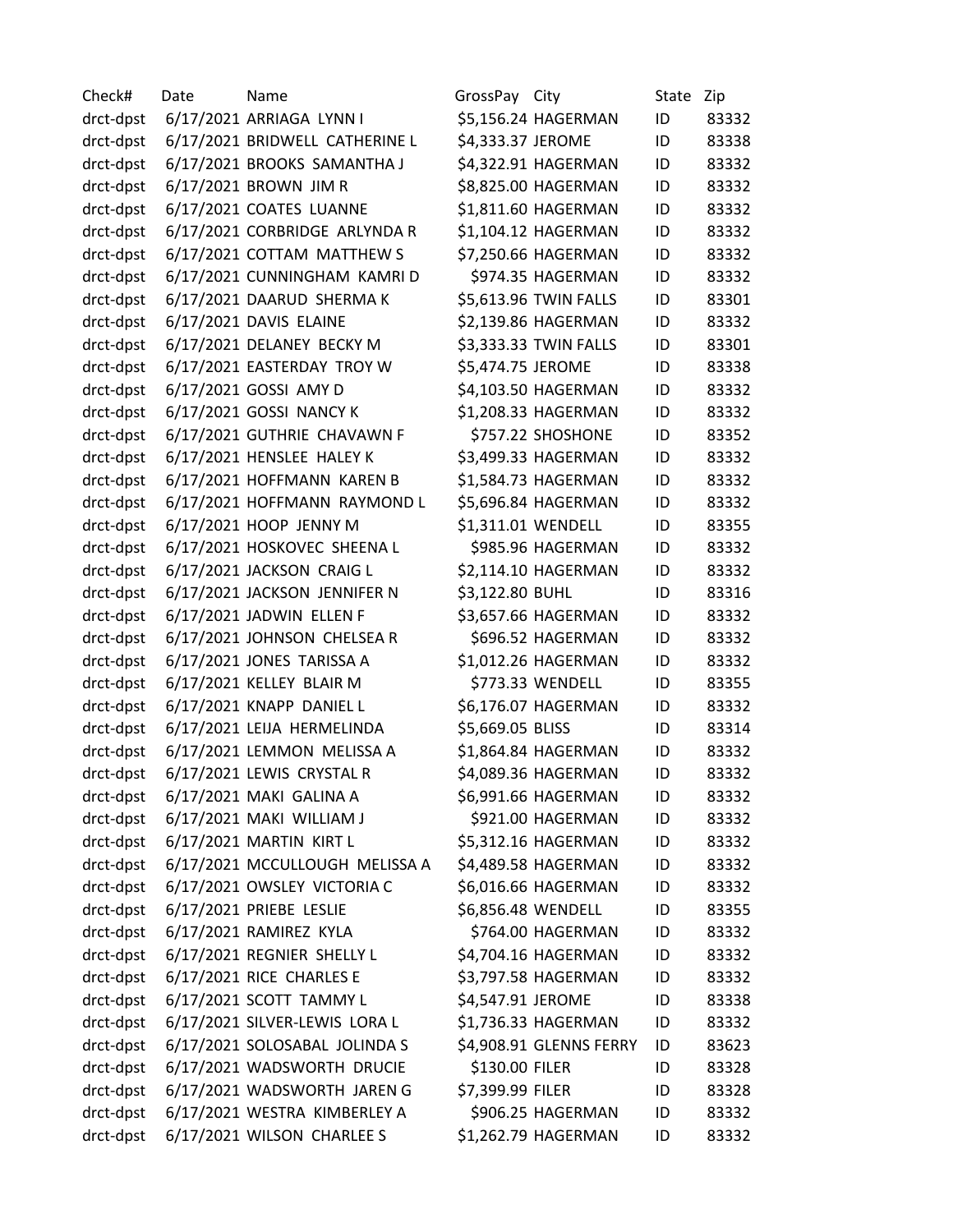| Check# | Date | Name | GrossPay | City | State | Zip |
|---|---|---|---|---|---|---|
| drct-dpst | 6/17/2021 | ARRIAGA LYNN I | $5,156.24 | HAGERMAN | ID | 83332 |
| drct-dpst | 6/17/2021 | BRIDWELL CATHERINE L | $4,333.37 | JEROME | ID | 83338 |
| drct-dpst | 6/17/2021 | BROOKS SAMANTHA J | $4,322.91 | HAGERMAN | ID | 83332 |
| drct-dpst | 6/17/2021 | BROWN JIM R | $8,825.00 | HAGERMAN | ID | 83332 |
| drct-dpst | 6/17/2021 | COATES LUANNE | $1,811.60 | HAGERMAN | ID | 83332 |
| drct-dpst | 6/17/2021 | CORBRIDGE ARLYNDA R | $1,104.12 | HAGERMAN | ID | 83332 |
| drct-dpst | 6/17/2021 | COTTAM MATTHEW S | $7,250.66 | HAGERMAN | ID | 83332 |
| drct-dpst | 6/17/2021 | CUNNINGHAM KAMRI D | $974.35 | HAGERMAN | ID | 83332 |
| drct-dpst | 6/17/2021 | DAARUD SHERMA K | $5,613.96 | TWIN FALLS | ID | 83301 |
| drct-dpst | 6/17/2021 | DAVIS ELAINE | $2,139.86 | HAGERMAN | ID | 83332 |
| drct-dpst | 6/17/2021 | DELANEY BECKY M | $3,333.33 | TWIN FALLS | ID | 83301 |
| drct-dpst | 6/17/2021 | EASTERDAY TROY W | $5,474.75 | JEROME | ID | 83338 |
| drct-dpst | 6/17/2021 | GOSSI AMY D | $4,103.50 | HAGERMAN | ID | 83332 |
| drct-dpst | 6/17/2021 | GOSSI NANCY K | $1,208.33 | HAGERMAN | ID | 83332 |
| drct-dpst | 6/17/2021 | GUTHRIE CHAVAWN F | $757.22 | SHOSHONE | ID | 83352 |
| drct-dpst | 6/17/2021 | HENSLEE HALEY K | $3,499.33 | HAGERMAN | ID | 83332 |
| drct-dpst | 6/17/2021 | HOFFMANN KAREN B | $1,584.73 | HAGERMAN | ID | 83332 |
| drct-dpst | 6/17/2021 | HOFFMANN RAYMOND L | $5,696.84 | HAGERMAN | ID | 83332 |
| drct-dpst | 6/17/2021 | HOOP JENNY M | $1,311.01 | WENDELL | ID | 83355 |
| drct-dpst | 6/17/2021 | HOSKOVEC SHEENA L | $985.96 | HAGERMAN | ID | 83332 |
| drct-dpst | 6/17/2021 | JACKSON CRAIG L | $2,114.10 | HAGERMAN | ID | 83332 |
| drct-dpst | 6/17/2021 | JACKSON JENNIFER N | $3,122.80 | BUHL | ID | 83316 |
| drct-dpst | 6/17/2021 | JADWIN ELLEN F | $3,657.66 | HAGERMAN | ID | 83332 |
| drct-dpst | 6/17/2021 | JOHNSON CHELSEA R | $696.52 | HAGERMAN | ID | 83332 |
| drct-dpst | 6/17/2021 | JONES TARISSA A | $1,012.26 | HAGERMAN | ID | 83332 |
| drct-dpst | 6/17/2021 | KELLEY BLAIR M | $773.33 | WENDELL | ID | 83355 |
| drct-dpst | 6/17/2021 | KNAPP DANIEL L | $6,176.07 | HAGERMAN | ID | 83332 |
| drct-dpst | 6/17/2021 | LEIJA HERMELINDA | $5,669.05 | BLISS | ID | 83314 |
| drct-dpst | 6/17/2021 | LEMMON MELISSA A | $1,864.84 | HAGERMAN | ID | 83332 |
| drct-dpst | 6/17/2021 | LEWIS CRYSTAL R | $4,089.36 | HAGERMAN | ID | 83332 |
| drct-dpst | 6/17/2021 | MAKI GALINA A | $6,991.66 | HAGERMAN | ID | 83332 |
| drct-dpst | 6/17/2021 | MAKI WILLIAM J | $921.00 | HAGERMAN | ID | 83332 |
| drct-dpst | 6/17/2021 | MARTIN KIRT L | $5,312.16 | HAGERMAN | ID | 83332 |
| drct-dpst | 6/17/2021 | MCCULLOUGH MELISSA A | $4,489.58 | HAGERMAN | ID | 83332 |
| drct-dpst | 6/17/2021 | OWSLEY VICTORIA C | $6,016.66 | HAGERMAN | ID | 83332 |
| drct-dpst | 6/17/2021 | PRIEBE LESLIE | $6,856.48 | WENDELL | ID | 83355 |
| drct-dpst | 6/17/2021 | RAMIREZ KYLA | $764.00 | HAGERMAN | ID | 83332 |
| drct-dpst | 6/17/2021 | REGNIER SHELLY L | $4,704.16 | HAGERMAN | ID | 83332 |
| drct-dpst | 6/17/2021 | RICE CHARLES E | $3,797.58 | HAGERMAN | ID | 83332 |
| drct-dpst | 6/17/2021 | SCOTT TAMMY L | $4,547.91 | JEROME | ID | 83338 |
| drct-dpst | 6/17/2021 | SILVER-LEWIS LORA L | $1,736.33 | HAGERMAN | ID | 83332 |
| drct-dpst | 6/17/2021 | SOLOSABAL JOLINDA S | $4,908.91 | GLENNS FERRY | ID | 83623 |
| drct-dpst | 6/17/2021 | WADSWORTH DRUCIE | $130.00 | FILER | ID | 83328 |
| drct-dpst | 6/17/2021 | WADSWORTH JAREN G | $7,399.99 | FILER | ID | 83328 |
| drct-dpst | 6/17/2021 | WESTRA KIMBERLEY A | $906.25 | HAGERMAN | ID | 83332 |
| drct-dpst | 6/17/2021 | WILSON CHARLEE S | $1,262.79 | HAGERMAN | ID | 83332 |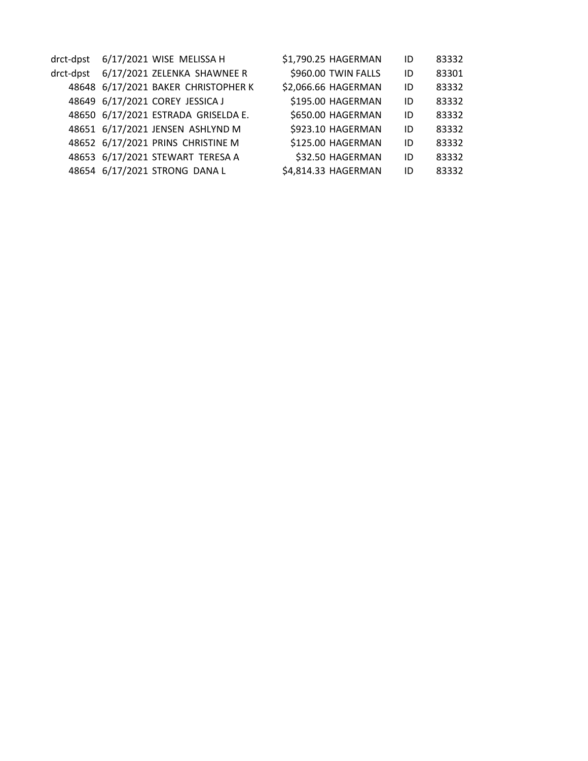| | | | | | | |
|---|---|---|---|---|---|---|
| drct-dpst | 6/17/2021 | WISE MELISSA H | $1,790.25 | HAGERMAN | ID | 83332 |
| drct-dpst | 6/17/2021 | ZELENKA SHAWNEE R | $960.00 | TWIN FALLS | ID | 83301 |
| 48648 | 6/17/2021 | BAKER CHRISTOPHER K | $2,066.66 | HAGERMAN | ID | 83332 |
| 48649 | 6/17/2021 | COREY JESSICA J | $195.00 | HAGERMAN | ID | 83332 |
| 48650 | 6/17/2021 | ESTRADA GRISELDA E. | $650.00 | HAGERMAN | ID | 83332 |
| 48651 | 6/17/2021 | JENSEN ASHLYND M | $923.10 | HAGERMAN | ID | 83332 |
| 48652 | 6/17/2021 | PRINS CHRISTINE M | $125.00 | HAGERMAN | ID | 83332 |
| 48653 | 6/17/2021 | STEWART TERESA A | $32.50 | HAGERMAN | ID | 83332 |
| 48654 | 6/17/2021 | STRONG DANA L | $4,814.33 | HAGERMAN | ID | 83332 |